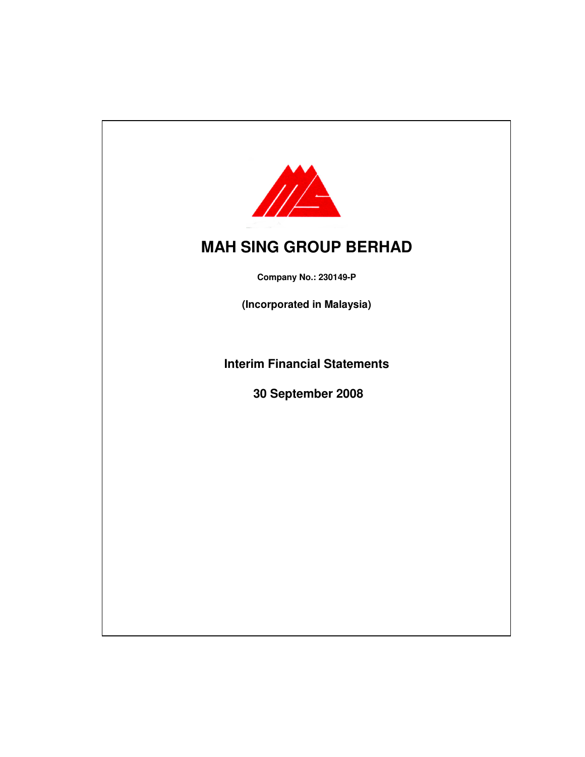# MAH SING GROUP BERHAD

**Company No.: 230149-P**

**(Incorporated in Malaysia)**

## Interim Financial Statements

## 30 September 2008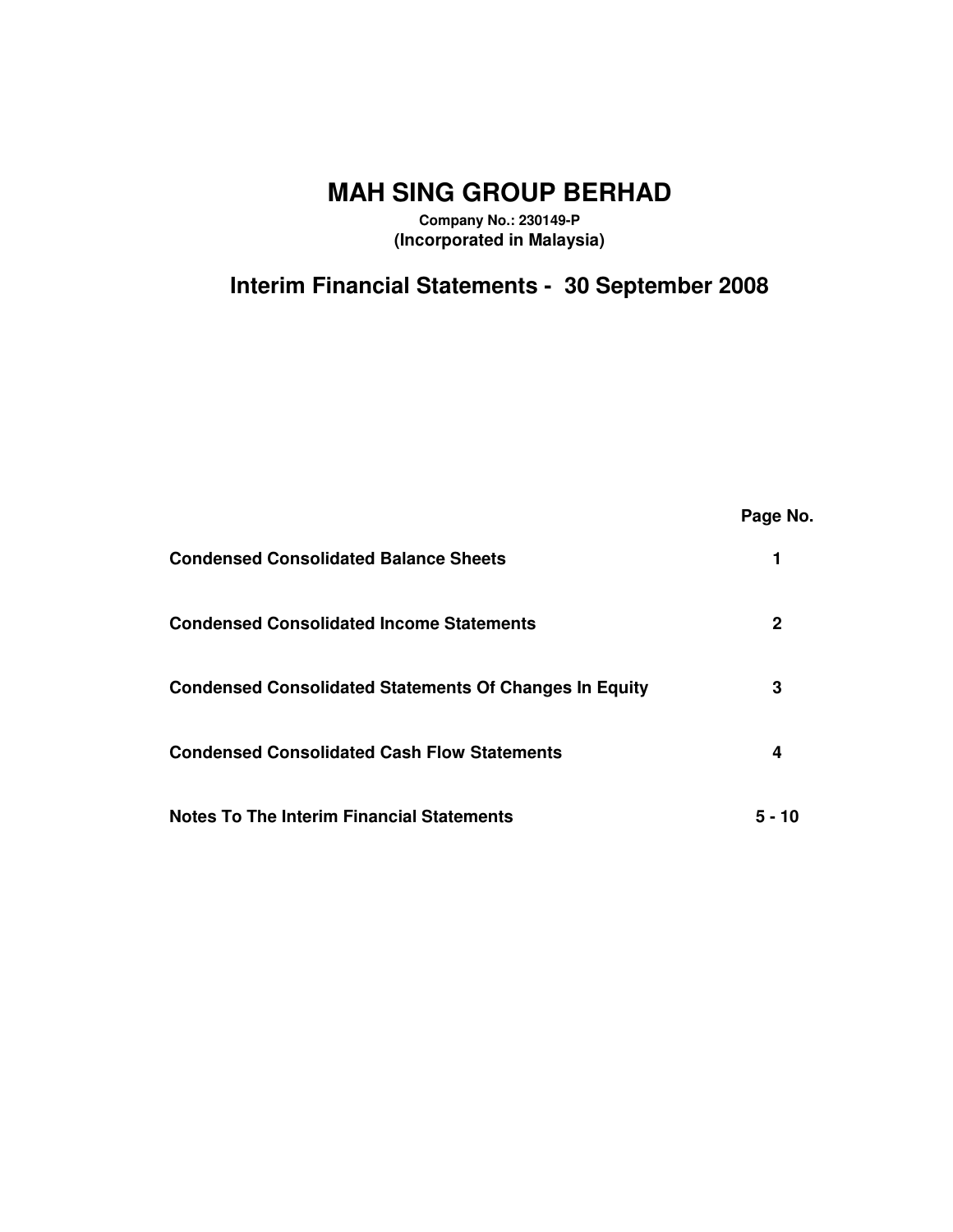# MAH SING GROUP BERHAD

**Company No.: 230149-P**
**(Incorporated in Malaysia)**

## Interim Financial Statements - 30 September 2008

| | Page No. |
|---|---|
| **Condensed Consolidated Balance Sheets** | 1 |
| **Condensed Consolidated Income Statements** | 2 |
| **Condensed Consolidated Statements Of Changes In Equity** | 3 |
| **Condensed Consolidated Cash Flow Statements** | 4 |
| **Notes To The Interim Financial Statements** | 5 - 10 |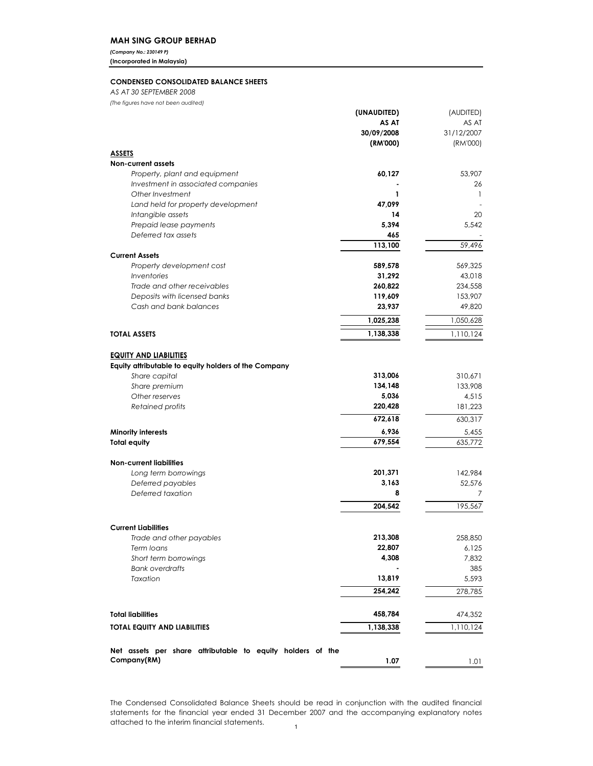**MAH SING GROUP BERHAD**

*(Company No.: 230149 P)*

**(Incorporated in Malaysia)**

**CONDENSED CONSOLIDATED BALANCE SHEETS**

*AS AT 30 SEPTEMBER 2008*

*(The figures have not been audited)*

| | **(UNAUDITED) AS AT 30/09/2008 (RM'000)** | (AUDITED) AS AT 31/12/2007 (RM'000) |
|---|---|---|
| **ASSETS** | | |
| **Non-current assets** | | |
| *Property, plant and equipment* | **60,127** | 53,907 |
| *Investment in associated companies* | **-** | 26 |
| *Other Investment* | **1** | 1 |
| *Land held for property development* | **47,099** | - |
| *Intangible assets* | **14** | 20 |
| *Prepaid lease payments* | **5,394** | 5,542 |
| *Deferred tax assets* | **465** | - |
| | **113,100** | 59,496 |
| **Current Assets** | | |
| *Property development cost* | **589,578** | 569,325 |
| *Inventories* | **31,292** | 43,018 |
| *Trade and other receivables* | **260,822** | 234,558 |
| *Deposits with licensed banks* | **119,609** | 153,907 |
| *Cash and bank balances* | **23,937** | 49,820 |
| | **1,025,238** | 1,050,628 |
| **TOTAL ASSETS** | **1,138,338** | 1,110,124 |
| **EQUITY AND LIABILITIES** | | |
| **Equity attributable to equity holders of the Company** | | |
| *Share capital* | **313,006** | 310,671 |
| *Share premium* | **134,148** | 133,908 |
| *Other reserves* | **5,036** | 4,515 |
| *Retained profits* | **220,428** | 181,223 |
| | **672,618** | 630,317 |
| **Minority interests** | **6,936** | 5,455 |
| **Total equity** | **679,554** | 635,772 |
| **Non-current liabilities** | | |
| *Long term borrowings* | **201,371** | 142,984 |
| *Deferred payables* | **3,163** | 52,576 |
| *Deferred taxation* | **8** | 7 |
| | **204,542** | 195,567 |
| **Current Liabilities** | | |
| *Trade and other payables* | **213,308** | 258,850 |
| *Term loans* | **22,807** | 6,125 |
| *Short term borrowings* | **4,308** | 7,832 |
| *Bank overdrafts* | **-** | 385 |
| *Taxation* | **13,819** | 5,593 |
| | **254,242** | 278,785 |
| **Total liabilities** | **458,784** | 474,352 |
| **TOTAL EQUITY AND LIABILITIES** | **1,138,338** | 1,110,124 |
| **Net assets per share attributable to equity holders of the Company(RM)** | **1.07** | 1.01 |

The Condensed Consolidated Balance Sheets should be read in conjunction with the audited financial statements for the financial year ended 31 December 2007 and the accompanying explanatory notes attached to the interim financial statements.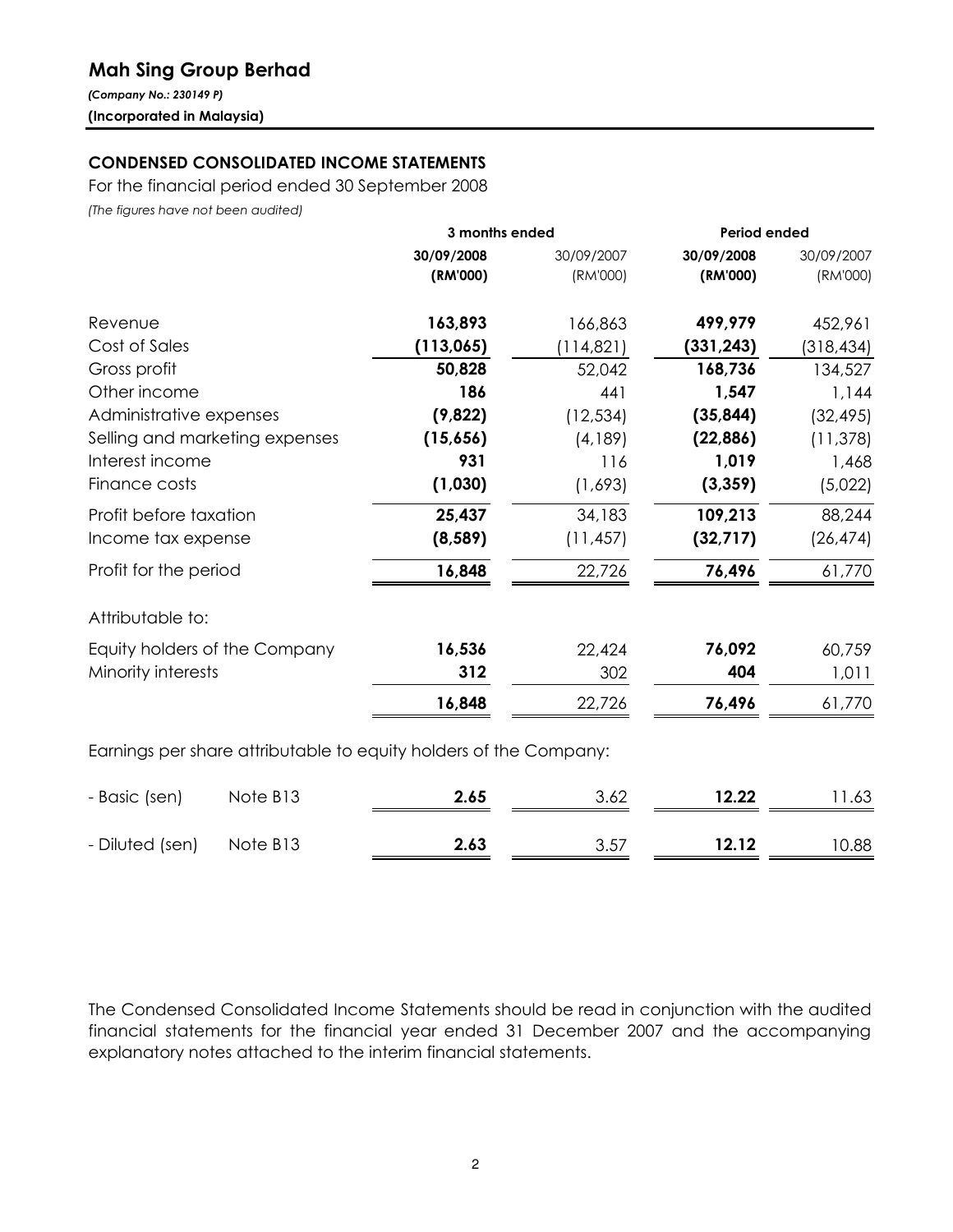# Mah Sing Group Berhad

*(Company No.: 230149 P)*

**(Incorporated in Malaysia)**

## CONDENSED CONSOLIDATED INCOME STATEMENTS

For the financial period ended 30 September 2008

*(The figures have not been audited)*

| | | 3 months ended | | Period ended | |
|---|---|---|---|---|---|
| | | **30/09/2008** | 30/09/2007 | **30/09/2008** | 30/09/2007 |
| | | **(RM'000)** | (RM'000) | **(RM'000)** | (RM'000) |
| Revenue | | **163,893** | 166,863 | **499,979** | 452,961 |
| Cost of Sales | | **(113,065)** | (114,821) | **(331,243)** | (318,434) |
| Gross profit | | **50,828** | 52,042 | **168,736** | 134,527 |
| Other income | | **186** | 441 | **1,547** | 1,144 |
| Administrative expenses | | **(9,822)** | (12,534) | **(35,844)** | (32,495) |
| Selling and marketing expenses | | **(15,656)** | (4,189) | **(22,886)** | (11,378) |
| Interest income | | **931** | 116 | **1,019** | 1,468 |
| Finance costs | | **(1,030)** | (1,693) | **(3,359)** | (5,022) |
| Profit before taxation | | **25,437** | 34,183 | **109,213** | 88,244 |
| Income tax expense | | **(8,589)** | (11,457) | **(32,717)** | (26,474) |
| Profit for the period | | **16,848** | 22,726 | **76,496** | 61,770 |
| Attributable to: | | | | | |
| Equity holders of the Company | | **16,536** | 22,424 | **76,092** | 60,759 |
| Minority interests | | **312** | 302 | **404** | 1,011 |
| | | **16,848** | 22,726 | **76,496** | 61,770 |
| Earnings per share attributable to equity holders of the Company: | | | | | |
| - Basic (sen) | Note B13 | **2.65** | 3.62 | **12.22** | 11.63 |
| - Diluted (sen) | Note B13 | **2.63** | 3.57 | **12.12** | 10.88 |

The Condensed Consolidated Income Statements should be read in conjunction with the audited financial statements for the financial year ended 31 December 2007 and the accompanying explanatory notes attached to the interim financial statements.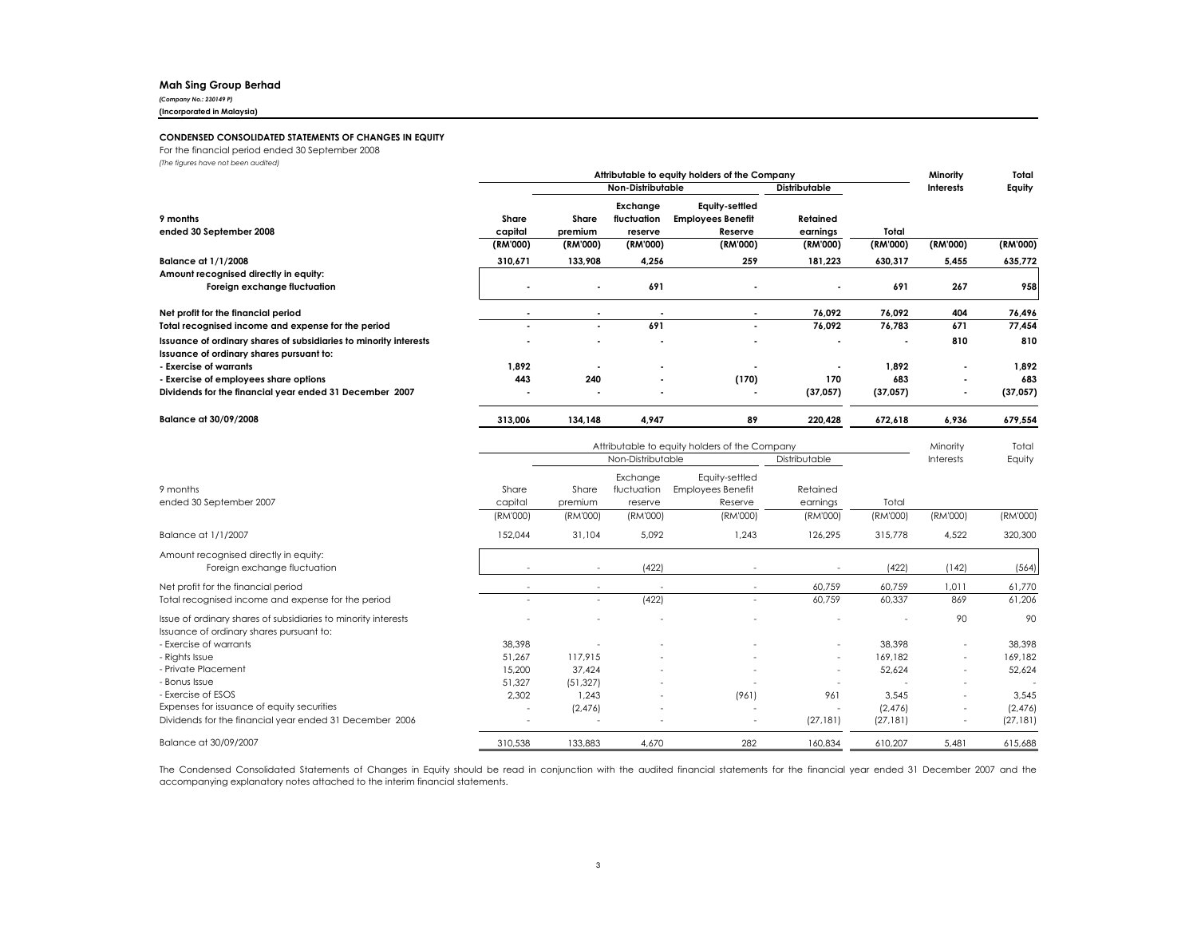**Mah Sing Group Berhad**

*(Company No.: 230149 P)*

**(Incorporated in Malaysia)**

**CONDENSED CONSOLIDATED STATEMENTS OF CHANGES IN EQUITY**

For the financial period ended 30 September 2008

*(The figures have not been audited)*

| | Attributable to equity holders of the Company | | | | | | Minority Interests | Total Equity |
|---|---|---|---|---|---|---|---|---|
| | | Non-Distributable | | | Distributable | | | |
| **9 months ended 30 September 2008** | **Share capital** | **Share premium** | **Exchange fluctuation reserve** | **Equity-settled Employees Benefit Reserve** | **Retained earnings** | **Total** | | |
| | **(RM'000)** | **(RM'000)** | **(RM'000)** | **(RM'000)** | **(RM'000)** | **(RM'000)** | **(RM'000)** | **(RM'000)** |
| **Balance at 1/1/2008** | **310,671** | **133,908** | **4,256** | **259** | **181,223** | **630,317** | **5,455** | **635,772** |
| **Amount recognised directly in equity:** | | | | | | | | |
| **Foreign exchange fluctuation** | - | - | **691** | - | - | **691** | **267** | **958** |
| **Net profit for the financial period** | - | - | - | - | **76,092** | **76,092** | **404** | **76,496** |
| **Total recognised income and expense for the period** | - | - | **691** | - | **76,092** | **76,783** | **671** | **77,454** |
| **Issuance of ordinary shares of subsidiaries to minority interests** | - | - | - | - | - | - | **810** | **810** |
| **Issuance of ordinary shares pursuant to:** | | | | | | | | |
| **- Exercise of warrants** | **1,892** | - | - | - | - | **1,892** | - | **1,892** |
| **- Exercise of employees share options** | **443** | **240** | - | **(170)** | **170** | **683** | - | **683** |
| **Dividends for the financial year ended 31 December 2007** | - | - | - | - | **(37,057)** | **(37,057)** | - | **(37,057)** |
| **Balance at 30/09/2008** | **313,006** | **134,148** | **4,947** | **89** | **220,428** | **672,618** | **6,936** | **679,554** |

| | Attributable to equity holders of the Company | | | | | | Minority Interests | Total Equity |
|---|---|---|---|---|---|---|---|---|
| | | Non-Distributable | | | Distributable | | | |
| 9 months ended 30 September 2007 | Share capital | Share premium | Exchange fluctuation reserve | Equity-settled Employees Benefit Reserve | Retained earnings | Total | | |
| | (RM'000) | (RM'000) | (RM'000) | (RM'000) | (RM'000) | (RM'000) | (RM'000) | (RM'000) |
| Balance at 1/1/2007 | 152,044 | 31,104 | 5,092 | 1,243 | 126,295 | 315,778 | 4,522 | 320,300 |
| Amount recognised directly in equity: | | | | | | | | |
| Foreign exchange fluctuation | - | - | (422) | - | - | (422) | (142) | (564) |
| Net profit for the financial period | - | - | - | - | 60,759 | 60,759 | 1,011 | 61,770 |
| Total recognised income and expense for the period | - | - | (422) | - | 60,759 | 60,337 | 869 | 61,206 |
| Issue of ordinary shares of subsidiaries to minority interests | - | - | - | - | - | - | 90 | 90 |
| Issuance of ordinary shares pursuant to: | | | | | | | | |
| - Exercise of warrants | 38,398 | - | - | - | - | 38,398 | - | 38,398 |
| - Rights Issue | 51,267 | 117,915 | - | - | - | 169,182 | - | 169,182 |
| - Private Placement | 15,200 | 37,424 | - | - | - | 52,624 | - | 52,624 |
| - Bonus Issue | 51,327 | (51,327) | - | - | - | - | - | - |
| - Exercise of ESOS | 2,302 | 1,243 | - | (961) | 961 | 3,545 | - | 3,545 |
| Expenses for issuance of equity securities | - | (2,476) | - | - | - | (2,476) | - | (2,476) |
| Dividends for the financial year ended 31 December 2006 | - | - | - | - | (27,181) | (27,181) | - | (27,181) |
| Balance at 30/09/2007 | 310,538 | 133,883 | 4,670 | 282 | 160,834 | 610,207 | 5,481 | 615,688 |

The Condensed Consolidated Statements of Changes in Equity should be read in conjunction with the audited financial statements for the financial year ended 31 December 2007 and the accompanying explanatory notes attached to the interim financial statements.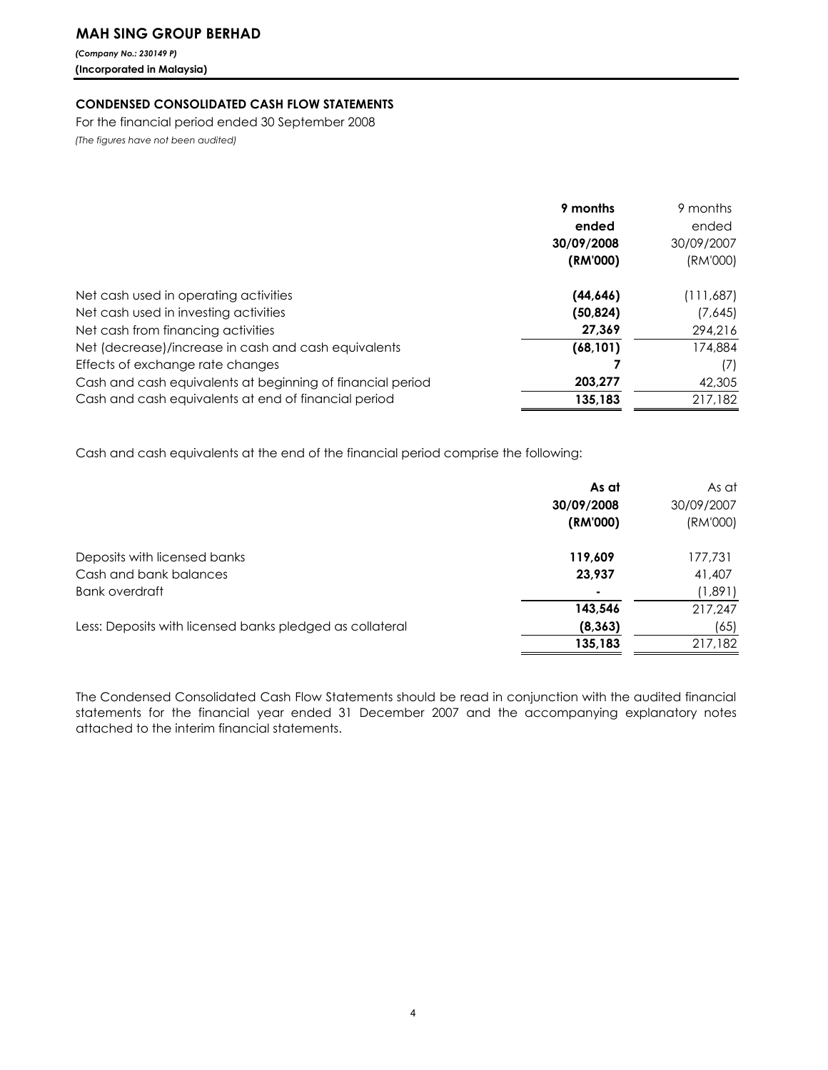# MAH SING GROUP BERHAD

*(Company No.: 230149 P)*
**(Incorporated in Malaysia)**

## CONDENSED CONSOLIDATED CASH FLOW STATEMENTS

For the financial period ended 30 September 2008
*(The figures have not been audited)*

| | **9 months ended 30/09/2008 (RM'000)** | 9 months ended 30/09/2007 (RM'000) |
|---|---|---|
| Net cash used in operating activities | **(44,646)** | (111,687) |
| Net cash used in investing activities | **(50,824)** | (7,645) |
| Net cash from financing activities | **27,369** | 294,216 |
| Net (decrease)/increase in cash and cash equivalents | **(68,101)** | 174,884 |
| Effects of exchange rate changes | **7** | (7) |
| Cash and cash equivalents at beginning of financial period | **203,277** | 42,305 |
| Cash and cash equivalents at end of financial period | **135,183** | 217,182 |

Cash and cash equivalents at the end of the financial period comprise the following:

| | **As at 30/09/2008 (RM'000)** | As at 30/09/2007 (RM'000) |
|---|---|---|
| Deposits with licensed banks | **119,609** | 177,731 |
| Cash and bank balances | **23,937** | 41,407 |
| Bank overdraft | **-** | (1,891) |
| | **143,546** | 217,247 |
| Less: Deposits with licensed banks pledged as collateral | **(8,363)** | (65) |
| | **135,183** | 217,182 |

The Condensed Consolidated Cash Flow Statements should be read in conjunction with the audited financial statements for the financial year ended 31 December 2007 and the accompanying explanatory notes attached to the interim financial statements.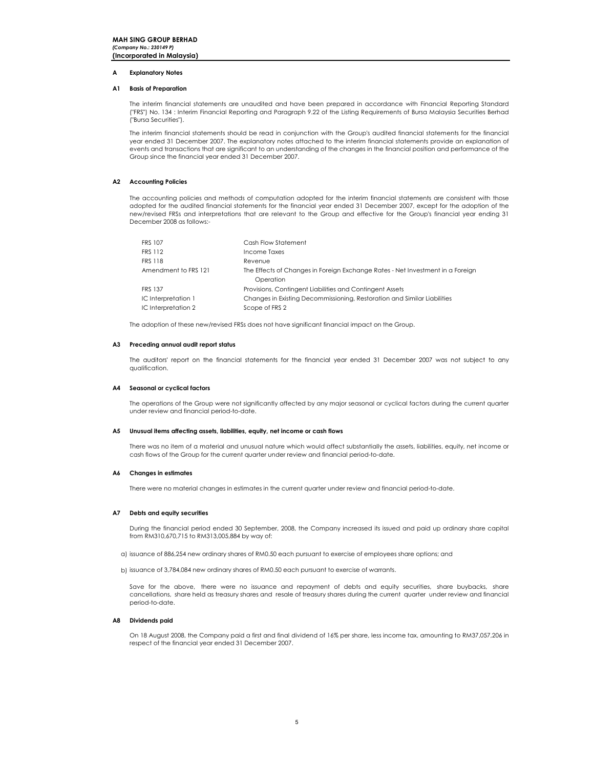**MAH SING GROUP BERHAD**
*(Company No.: 230149 P)*
**(Incorporated in Malaysia)**

## A Explanatory Notes

### A1 Basis of Preparation

The interim financial statements are unaudited and have been prepared in accordance with Financial Reporting Standard ("FRS") No. 134 : Interim Financial Reporting and Paragraph 9.22 of the Listing Requirements of Bursa Malaysia Securities Berhad ("Bursa Securities").

The interim financial statements should be read in conjunction with the Group's audited financial statements for the financial year ended 31 December 2007. The explanatory notes attached to the interim financial statements provide an explanation of events and transactions that are significant to an understanding of the changes in the financial position and performance of the Group since the financial year ended 31 December 2007.

### A2 Accounting Policies

The accounting policies and methods of computation adopted for the interim financial statements are consistent with those adopted for the audited financial statements for the financial year ended 31 December 2007, except for the adoption of the new/revised FRSs and interpretations that are relevant to the Group and effective for the Group's financial year ending 31 December 2008 as follows:-

| | |
|---|---|
| FRS 107 | Cash Flow Statement |
| FRS 112 | Income Taxes |
| FRS 118 | Revenue |
| Amendment to FRS 121 | The Effects of Changes in Foreign Exchange Rates - Net Investment in a Foreign Operation |
| FRS 137 | Provisions, Contingent Liabilities and Contingent Assets |
| IC Interpretation 1 | Changes in Existing Decommissioning, Restoration and Similar Liabilities |
| IC Interpretation 2 | Scope of FRS 2 |

The adoption of these new/revised FRSs does not have significant financial impact on the Group.

### A3 Preceding annual audit report status

The auditors' report on the financial statements for the financial year ended 31 December 2007 was not subject to any qualification.

### A4 Seasonal or cyclical factors

The operations of the Group were not significantly affected by any major seasonal or cyclical factors during the current quarter under review and financial period-to-date.

### A5 Unusual items affecting assets, liabilities, equity, net income or cash flows

There was no item of a material and unusual nature which would affect substantially the assets, liabilities, equity, net income or cash flows of the Group for the current quarter under review and financial period-to-date.

### A6 Changes in estimates

There were no material changes in estimates in the current quarter under review and financial period-to-date.

### A7 Debts and equity securities

During the financial period ended 30 September, 2008, the Company increased its issued and paid up ordinary share capital from RM310,670,715 to RM313,005,884 by way of:

a) issuance of 886,254 new ordinary shares of RM0.50 each pursuant to exercise of employees share options; and

b) issuance of 3,784,084 new ordinary shares of RM0.50 each pursuant to exercise of warrants.

Save for the above, there were no issuance and repayment of debts and equity securities, share buybacks, share cancellations, share held as treasury shares and resale of treasury shares during the current quarter under review and financial period-to-date.

### A8 Dividends paid

On 18 August 2008, the Company paid a first and final dividend of 16% per share, less income tax, amounting to RM37,057,206 in respect of the financial year ended 31 December 2007.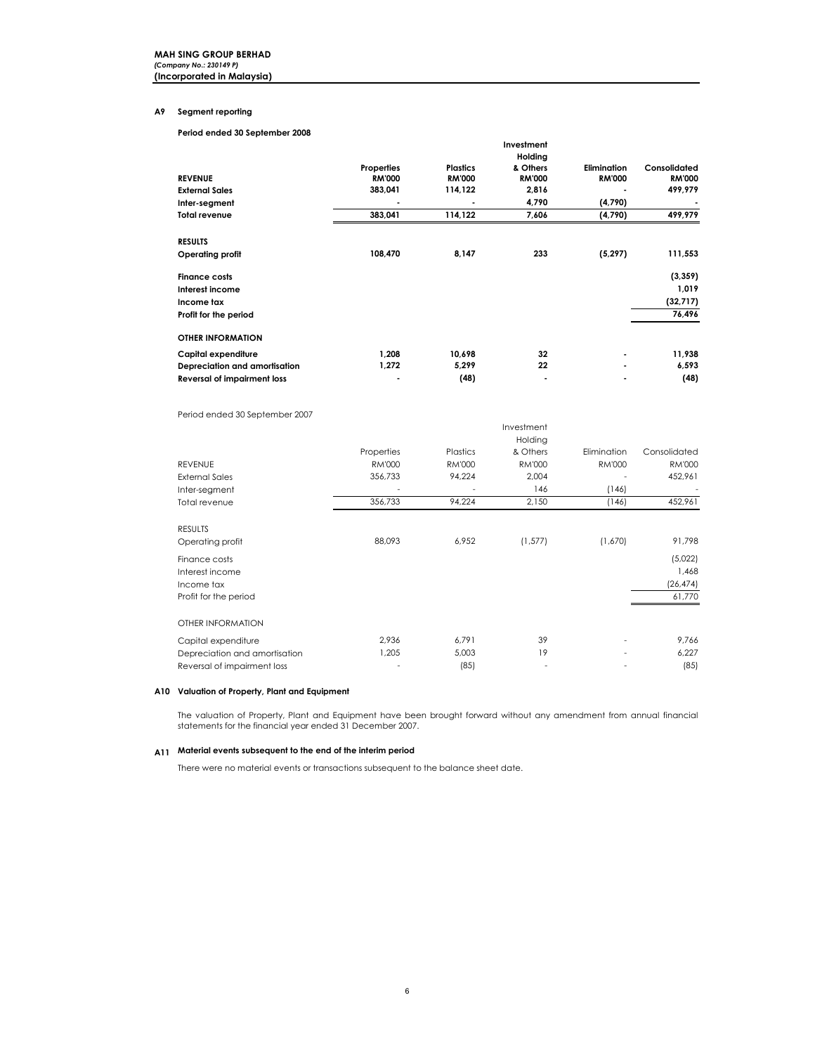### A9 Segment reporting

**Period ended 30 September 2008**

| | Properties | Plastics | Investment Holding & Others | Elimination | Consolidated |
|---|---|---|---|---|---|
| **REVENUE** | **RM'000** | **RM'000** | **RM'000** | **RM'000** | **RM'000** |
| **External Sales** | **383,041** | **114,122** | **2,816** | **-** | **499,979** |
| **Inter-segment** | **-** | **-** | **4,790** | **(4,790)** | **-** |
| **Total revenue** | **383,041** | **114,122** | **7,606** | **(4,790)** | **499,979** |
| | | | | | |
| **RESULTS** | | | | | |
| **Operating profit** | **108,470** | **8,147** | **233** | **(5,297)** | **111,553** |
| | | | | | |
| **Finance costs** | | | | | **(3,359)** |
| **Interest income** | | | | | **1,019** |
| **Income tax** | | | | | **(32,717)** |
| **Profit for the period** | | | | | **76,496** |
| | | | | | |
| **OTHER INFORMATION** | | | | | |
| **Capital expenditure** | **1,208** | **10,698** | **32** | **-** | **11,938** |
| **Depreciation and amortisation** | **1,272** | **5,299** | **22** | **-** | **6,593** |
| **Reversal of impairment loss** | **-** | **(48)** | **-** | **-** | **(48)** |

Period ended 30 September 2007

| | Properties | Plastics | Investment Holding & Others | Elimination | Consolidated |
|---|---|---|---|---|---|
| REVENUE | RM'000 | RM'000 | RM'000 | RM'000 | RM'000 |
| External Sales | 356,733 | 94,224 | 2,004 | - | 452,961 |
| Inter-segment | - | - | 146 | (146) | - |
| Total revenue | 356,733 | 94,224 | 2,150 | (146) | 452,961 |
| | | | | | |
| RESULTS | | | | | |
| Operating profit | 88,093 | 6,952 | (1,577) | (1,670) | 91,798 |
| | | | | | |
| Finance costs | | | | | (5,022) |
| Interest income | | | | | 1,468 |
| Income tax | | | | | (26,474) |
| Profit for the period | | | | | 61,770 |
| | | | | | |
| OTHER INFORMATION | | | | | |
| Capital expenditure | 2,936 | 6,791 | 39 | - | 9,766 |
| Depreciation and amortisation | 1,205 | 5,003 | 19 | - | 6,227 |
| Reversal of impairment loss | - | (85) | - | - | (85) |

### A10 Valuation of Property, Plant and Equipment

The valuation of Property, Plant and Equipment have been brought forward without any amendment from annual financial statements for the financial year ended 31 December 2007.

### A11 Material events subsequent to the end of the interim period

There were no material events or transactions subsequent to the balance sheet date.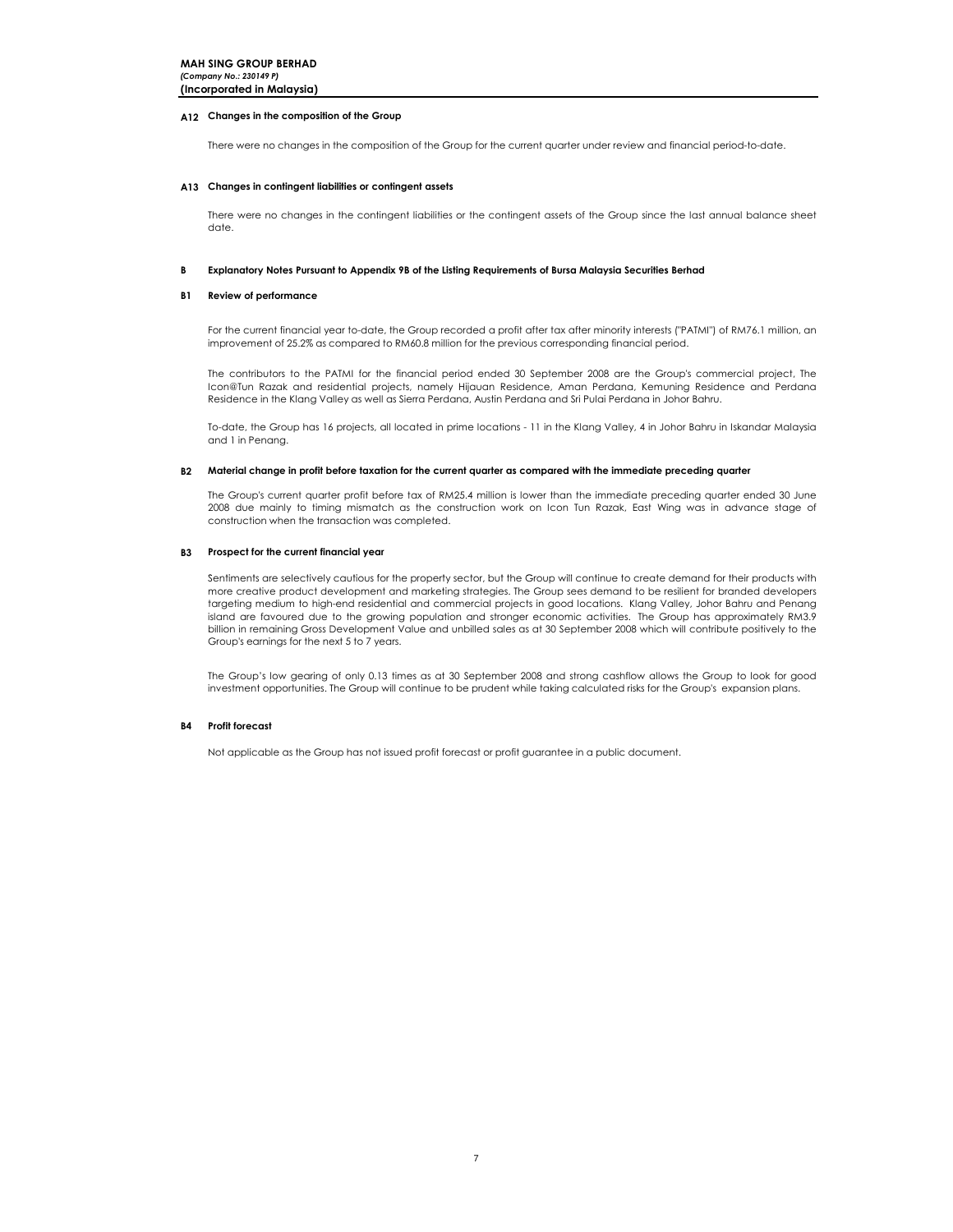**MAH SING GROUP BERHAD**
***(Company No.: 230149 P)***
**(Incorporated in Malaysia)**

### A12 Changes in the composition of the Group

There were no changes in the composition of the Group for the current quarter under review and financial period-to-date.

### A13 Changes in contingent liabilities or contingent assets

There were no changes in the contingent liabilities or the contingent assets of the Group since the last annual balance sheet date.

## B Explanatory Notes Pursuant to Appendix 9B of the Listing Requirements of Bursa Malaysia Securities Berhad

### B1 Review of performance

For the current financial year to-date, the Group recorded a profit after tax after minority interests ("PATMI") of RM76.1 million, an improvement of 25.2% as compared to RM60.8 million for the previous corresponding financial period.

The contributors to the PATMI for the financial period ended 30 September 2008 are the Group's commercial project, The Icon@Tun Razak and residential projects, namely Hijauan Residence, Aman Perdana, Kemuning Residence and Perdana Residence in the Klang Valley as well as Sierra Perdana, Austin Perdana and Sri Pulai Perdana in Johor Bahru.

To-date, the Group has 16 projects, all located in prime locations - 11 in the Klang Valley, 4 in Johor Bahru in Iskandar Malaysia and 1 in Penang.

### B2 Material change in profit before taxation for the current quarter as compared with the immediate preceding quarter

The Group's current quarter profit before tax of RM25.4 million is lower than the immediate preceding quarter ended 30 June 2008 due mainly to timing mismatch as the construction work on Icon Tun Razak, East Wing was in advance stage of construction when the transaction was completed.

### B3 Prospect for the current financial year

Sentiments are selectively cautious for the property sector, but the Group will continue to create demand for their products with more creative product development and marketing strategies. The Group sees demand to be resilient for branded developers targeting medium to high-end residential and commercial projects in good locations. Klang Valley, Johor Bahru and Penang island are favoured due to the growing population and stronger economic activities. The Group has approximately RM3.9 billion in remaining Gross Development Value and unbilled sales as at 30 September 2008 which will contribute positively to the Group's earnings for the next 5 to 7 years.

The Group's low gearing of only 0.13 times as at 30 September 2008 and strong cashflow allows the Group to look for good investment opportunities. The Group will continue to be prudent while taking calculated risks for the Group's expansion plans.

### B4 Profit forecast

Not applicable as the Group has not issued profit forecast or profit guarantee in a public document.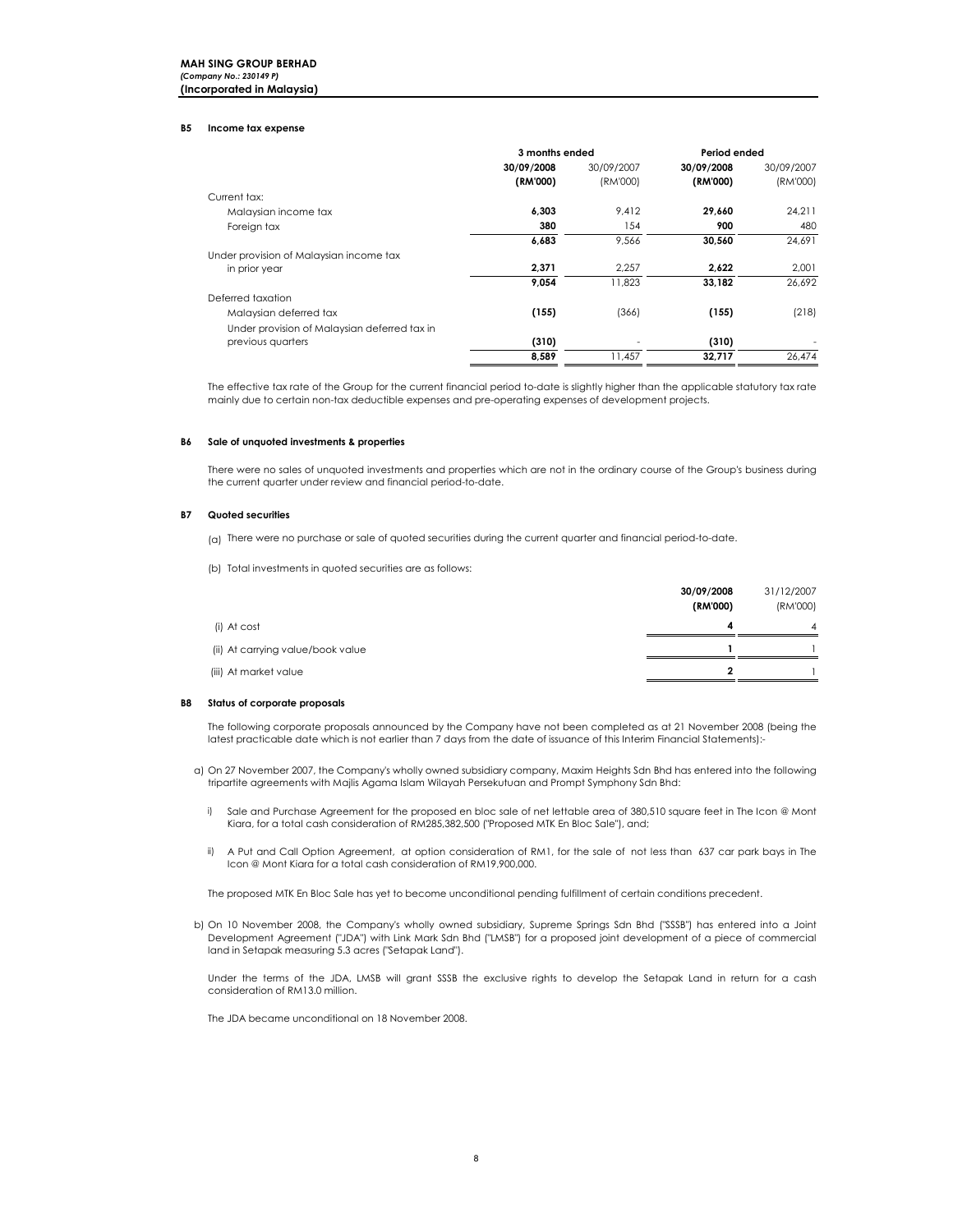**MAH SING GROUP BERHAD**
*(Company No.: 230149 P)*
**(Incorporated in Malaysia)**

## B5 Income tax expense

| | 3 months ended | | Period ended | |
|---|---|---|---|---|
| | **30/09/2008 (RM'000)** | 30/09/2007 (RM'000) | **30/09/2008 (RM'000)** | 30/09/2007 (RM'000) |
| Current tax: | | | | |
| Malaysian income tax | **6,303** | 9,412 | **29,660** | 24,211 |
| Foreign tax | **380** | 154 | **900** | 480 |
| | **6,683** | 9,566 | **30,560** | 24,691 |
| Under provision of Malaysian income tax in prior year | **2,371** | 2,257 | **2,622** | 2,001 |
| | **9,054** | 11,823 | **33,182** | 26,692 |
| Deferred taxation | | | | |
| Malaysian deferred tax | **(155)** | (366) | **(155)** | (218) |
| Under provision of Malaysian deferred tax in previous quarters | **(310)** | - | **(310)** | - |
| | **8,589** | 11,457 | **32,717** | 26,474 |

The effective tax rate of the Group for the current financial period to-date is slightly higher than the applicable statutory tax rate mainly due to certain non-tax deductible expenses and pre-operating expenses of development projects.

## B6 Sale of unquoted investments & properties

There were no sales of unquoted investments and properties which are not in the ordinary course of the Group's business during the current quarter under review and financial period-to-date.

## B7 Quoted securities

(a) There were no purchase or sale of quoted securities during the current quarter and financial period-to-date.

(b) Total investments in quoted securities are as follows:

| | **30/09/2008 (RM'000)** | 31/12/2007 (RM'000) |
|---|---|---|
| (i) At cost | **4** | 4 |
| (ii) At carrying value/book value | **1** | 1 |
| (iii) At market value | **2** | 1 |

## B8 Status of corporate proposals

The following corporate proposals announced by the Company have not been completed as at 21 November 2008 (being the latest practicable date which is not earlier than 7 days from the date of issuance of this Interim Financial Statements):-

a) On 27 November 2007, the Company's wholly owned subsidiary company, Maxim Heights Sdn Bhd has entered into the following tripartite agreements with Majlis Agama Islam Wilayah Persekutuan and Prompt Symphony Sdn Bhd:

i) Sale and Purchase Agreement for the proposed en bloc sale of net lettable area of 380,510 square feet in The Icon @ Mont Kiara, for a total cash consideration of RM285,382,500 ("Proposed MTK En Bloc Sale"), and;

ii) A Put and Call Option Agreement, at option consideration of RM1, for the sale of not less than 637 car park bays in The Icon @ Mont Kiara for a total cash consideration of RM19,900,000.

The proposed MTK En Bloc Sale has yet to become unconditional pending fulfillment of certain conditions precedent.

b) On 10 November 2008, the Company's wholly owned subsidiary, Supreme Springs Sdn Bhd ("SSSB") has entered into a Joint Development Agreement ("JDA") with Link Mark Sdn Bhd ("LMSB") for a proposed joint development of a piece of commercial land in Setapak measuring 5.3 acres ("Setapak Land").

Under the terms of the JDA, LMSB will grant SSSB the exclusive rights to develop the Setapak Land in return for a cash consideration of RM13.0 million.

The JDA became unconditional on 18 November 2008.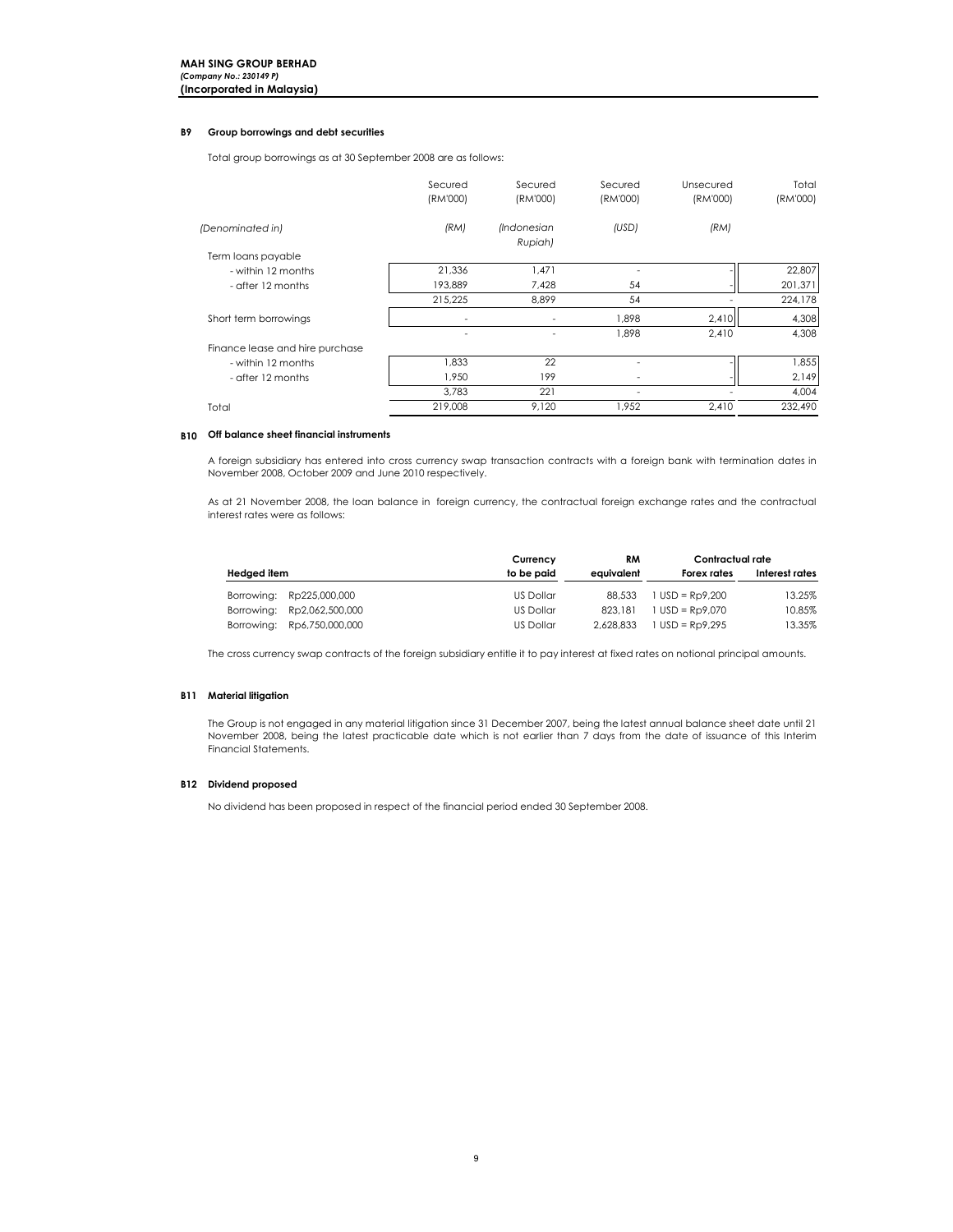### B9 Group borrowings and debt securities

Total group borrowings as at 30 September 2008 are as follows:

| | Secured (RM'000) | Secured (RM'000) | Secured (RM'000) | Unsecured (RM'000) | Total (RM'000) |
|---|---|---|---|---|---|
| *(Denominated in)* | *(RM)* | *(Indonesian Rupiah)* | *(USD)* | *(RM)* | |
| Term loans payable | | | | | |
| - within 12 months | 21,336 | 1,471 | - | - | 22,807 |
| - after 12 months | 193,889 | 7,428 | 54 | - | 201,371 |
| | 215,225 | 8,899 | 54 | - | 224,178 |
| Short term borrowings | - | - | 1,898 | 2,410 | 4,308 |
| | - | - | 1,898 | 2,410 | 4,308 |
| Finance lease and hire purchase | | | | | |
| - within 12 months | 1,833 | 22 | - | - | 1,855 |
| - after 12 months | 1,950 | 199 | - | - | 2,149 |
| | 3,783 | 221 | - | - | 4,004 |
| Total | 219,008 | 9,120 | 1,952 | 2,410 | 232,490 |

### B10 Off balance sheet financial instruments

A foreign subsidiary has entered into cross currency swap transaction contracts with a foreign bank with termination dates in November 2008, October 2009 and June 2010 respectively.

As at 21 November 2008, the loan balance in foreign currency, the contractual foreign exchange rates and the contractual interest rates were as follows:

| Hedged item | Currency to be paid | RM equivalent | Contractual rate: Forex rates | Contractual rate: Interest rates |
|---|---|---|---|---|
| Borrowing: Rp225,000,000 | US Dollar | 88,533 | 1 USD = Rp9,200 | 13.25% |
| Borrowing: Rp2,062,500,000 | US Dollar | 823,181 | 1 USD = Rp9,070 | 10.85% |
| Borrowing: Rp6,750,000,000 | US Dollar | 2,628,833 | 1 USD = Rp9,295 | 13.35% |

The cross currency swap contracts of the foreign subsidiary entitle it to pay interest at fixed rates on notional principal amounts.

### B11 Material litigation

The Group is not engaged in any material litigation since 31 December 2007, being the latest annual balance sheet date until 21 November 2008, being the latest practicable date which is not earlier than 7 days from the date of issuance of this Interim Financial Statements.

### B12 Dividend proposed

No dividend has been proposed in respect of the financial period ended 30 September 2008.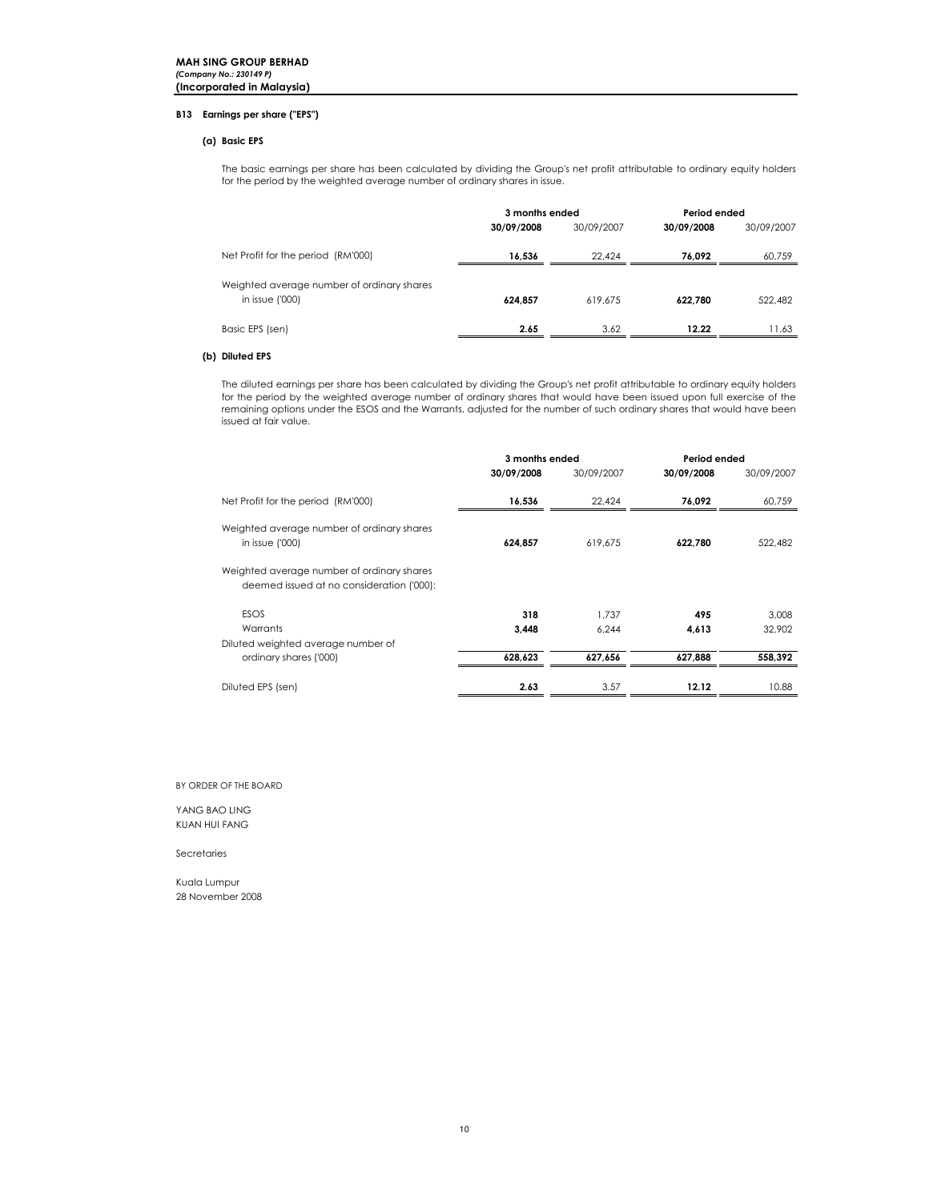**MAH SING GROUP BERHAD**
*(Company No.: 230149 P)*
**(Incorporated in Malaysia)**

**B13 Earnings per share ("EPS")**

**(a) Basic EPS**

The basic earnings per share has been calculated by dividing the Group's net profit attributable to ordinary equity holders for the period by the weighted average number of ordinary shares in issue.

| | 3 months ended | | Period ended | |
|---|---|---|---|---|
| | **30/09/2008** | 30/09/2007 | **30/09/2008** | 30/09/2007 |
| Net Profit for the period (RM'000) | **16,536** | 22,424 | **76,092** | 60,759 |
| Weighted average number of ordinary shares in issue ('000) | **624,857** | 619,675 | **622,780** | 522,482 |
| Basic EPS (sen) | **2.65** | 3.62 | **12.22** | 11.63 |

**(b) Diluted EPS**

The diluted earnings per share has been calculated by dividing the Group's net profit attributable to ordinary equity holders for the period by the weighted average number of ordinary shares that would have been issued upon full exercise of the remaining options under the ESOS and the Warrants, adjusted for the number of such ordinary shares that would have been issued at fair value.

| | 3 months ended | | Period ended | |
|---|---|---|---|---|
| | **30/09/2008** | 30/09/2007 | **30/09/2008** | 30/09/2007 |
| Net Profit for the period (RM'000) | **16,536** | 22,424 | **76,092** | 60,759 |
| Weighted average number of ordinary shares in issue ('000) | **624,857** | 619,675 | **622,780** | 522,482 |
| Weighted average number of ordinary shares deemed issued at no consideration ('000): | | | | |
| ESOS | **318** | 1,737 | **495** | 3,008 |
| Warrants | **3,448** | 6,244 | **4,613** | 32,902 |
| Diluted weighted average number of ordinary shares ('000) | **628,623** | **627,656** | **627,888** | **558,392** |
| Diluted EPS (sen) | **2.63** | 3.57 | **12.12** | 10.88 |

BY ORDER OF THE BOARD

YANG BAO LING
KUAN HUI FANG

Secretaries

Kuala Lumpur
28 November 2008